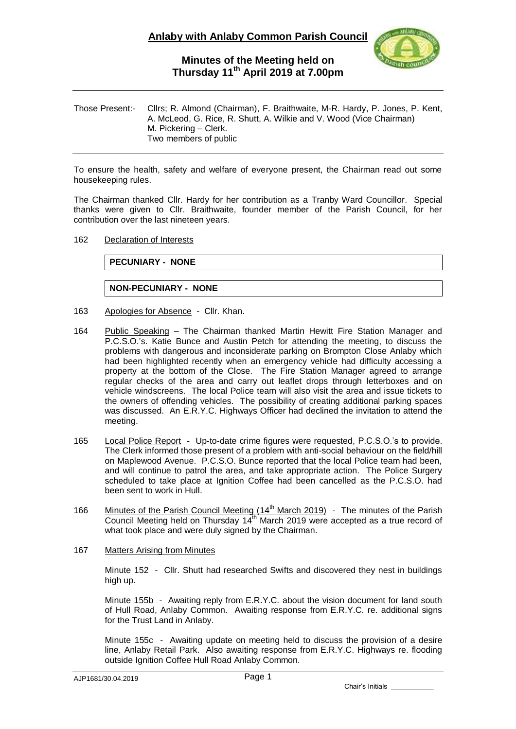# Anlaby with Anlaby Common Parish Council

## Minutes of the Meeting held on Thursday 11th April 2019 at 7.00pm

Those Present:- Cllrs; R. Almond (Chairman), F. Braithwaite, M-R. Hardy, P. Jones, P. Kent, A. McLeod, G. Rice, R. Shutt, A. Wilkie and V. Wood (Vice Chairman)
M. Pickering – Clerk.
Two members of public

To ensure the health, safety and welfare of everyone present, the Chairman read out some housekeeping rules.

The Chairman thanked Cllr. Hardy for her contribution as a Tranby Ward Councillor. Special thanks were given to Cllr. Braithwaite, founder member of the Parish Council, for her contribution over the last nineteen years.

162 Declaration of Interests

| **PECUNIARY - NONE** |
|---|

| **NON-PECUNIARY - NONE** |
|---|

163 Apologies for Absence - Cllr. Khan.

164 Public Speaking – The Chairman thanked Martin Hewitt Fire Station Manager and P.C.S.O.'s. Katie Bunce and Austin Petch for attending the meeting, to discuss the problems with dangerous and inconsiderate parking on Brompton Close Anlaby which had been highlighted recently when an emergency vehicle had difficulty accessing a property at the bottom of the Close. The Fire Station Manager agreed to arrange regular checks of the area and carry out leaflet drops through letterboxes and on vehicle windscreens. The local Police team will also visit the area and issue tickets to the owners of offending vehicles. The possibility of creating additional parking spaces was discussed. An E.R.Y.C. Highways Officer had declined the invitation to attend the meeting.

165 Local Police Report - Up-to-date crime figures were requested, P.C.S.O.'s to provide. The Clerk informed those present of a problem with anti-social behaviour on the field/hill on Maplewood Avenue. P.C.S.O. Bunce reported that the local Police team had been, and will continue to patrol the area, and take appropriate action. The Police Surgery scheduled to take place at Ignition Coffee had been cancelled as the P.C.S.O. had been sent to work in Hull.

166 Minutes of the Parish Council Meeting (14th March 2019) - The minutes of the Parish Council Meeting held on Thursday 14th March 2019 were accepted as a true record of what took place and were duly signed by the Chairman.

167 Matters Arising from Minutes

Minute 152 - Cllr. Shutt had researched Swifts and discovered they nest in buildings high up.

Minute 155b - Awaiting reply from E.R.Y.C. about the vision document for land south of Hull Road, Anlaby Common. Awaiting response from E.R.Y.C. re. additional signs for the Trust Land in Anlaby.

Minute 155c - Awaiting update on meeting held to discuss the provision of a desire line, Anlaby Retail Park. Also awaiting response from E.R.Y.C. Highways re. flooding outside Ignition Coffee Hull Road Anlaby Common.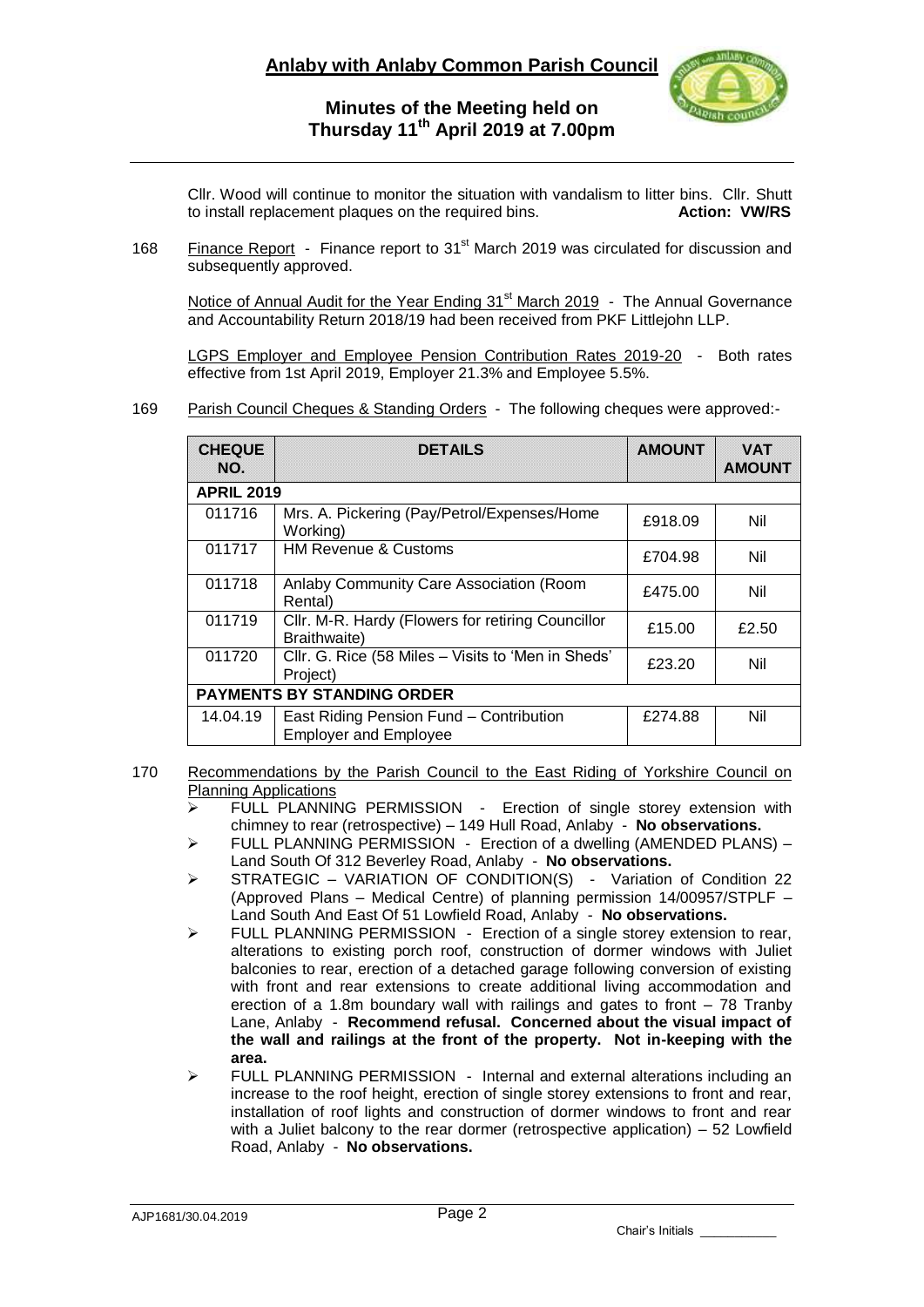Cllr. Wood will continue to monitor the situation with vandalism to litter bins. Cllr. Shutt to install replacement plaques on the required bins. **Action: VW/RS**

168 Finance Report - Finance report to 31st March 2019 was circulated for discussion and subsequently approved.

Notice of Annual Audit for the Year Ending 31st March 2019 - The Annual Governance and Accountability Return 2018/19 had been received from PKF Littlejohn LLP.

LGPS Employer and Employee Pension Contribution Rates 2019-20 - Both rates effective from 1st April 2019, Employer 21.3% and Employee 5.5%.

169 Parish Council Cheques & Standing Orders - The following cheques were approved:-

| CHEQUE NO. | DETAILS | AMOUNT | VAT AMOUNT |
|---|---|---|---|
| **APRIL 2019** | | | |
| 011716 | Mrs. A. Pickering (Pay/Petrol/Expenses/Home Working) | £918.09 | Nil |
| 011717 | HM Revenue & Customs | £704.98 | Nil |
| 011718 | Anlaby Community Care Association (Room Rental) | £475.00 | Nil |
| 011719 | Cllr. M-R. Hardy (Flowers for retiring Councillor Braithwaite) | £15.00 | £2.50 |
| 011720 | Cllr. G. Rice (58 Miles – Visits to 'Men in Sheds' Project) | £23.20 | Nil |
| **PAYMENTS BY STANDING ORDER** | | | |
| 14.04.19 | East Riding Pension Fund – Contribution Employer and Employee | £274.88 | Nil |

170 Recommendations by the Parish Council to the East Riding of Yorkshire Council on Planning Applications

- FULL PLANNING PERMISSION - Erection of single storey extension with chimney to rear (retrospective) – 149 Hull Road, Anlaby - **No observations.**
- FULL PLANNING PERMISSION - Erection of a dwelling (AMENDED PLANS) – Land South Of 312 Beverley Road, Anlaby - **No observations.**
- STRATEGIC – VARIATION OF CONDITION(S) - Variation of Condition 22 (Approved Plans – Medical Centre) of planning permission 14/00957/STPLF – Land South And East Of 51 Lowfield Road, Anlaby - **No observations.**
- FULL PLANNING PERMISSION - Erection of a single storey extension to rear, alterations to existing porch roof, construction of dormer windows with Juliet balconies to rear, erection of a detached garage following conversion of existing with front and rear extensions to create additional living accommodation and erection of a 1.8m boundary wall with railings and gates to front – 78 Tranby Lane, Anlaby - **Recommend refusal. Concerned about the visual impact of the wall and railings at the front of the property. Not in-keeping with the area.**
- FULL PLANNING PERMISSION - Internal and external alterations including an increase to the roof height, erection of single storey extensions to front and rear, installation of roof lights and construction of dormer windows to front and rear with a Juliet balcony to the rear dormer (retrospective application) – 52 Lowfield Road, Anlaby - **No observations.**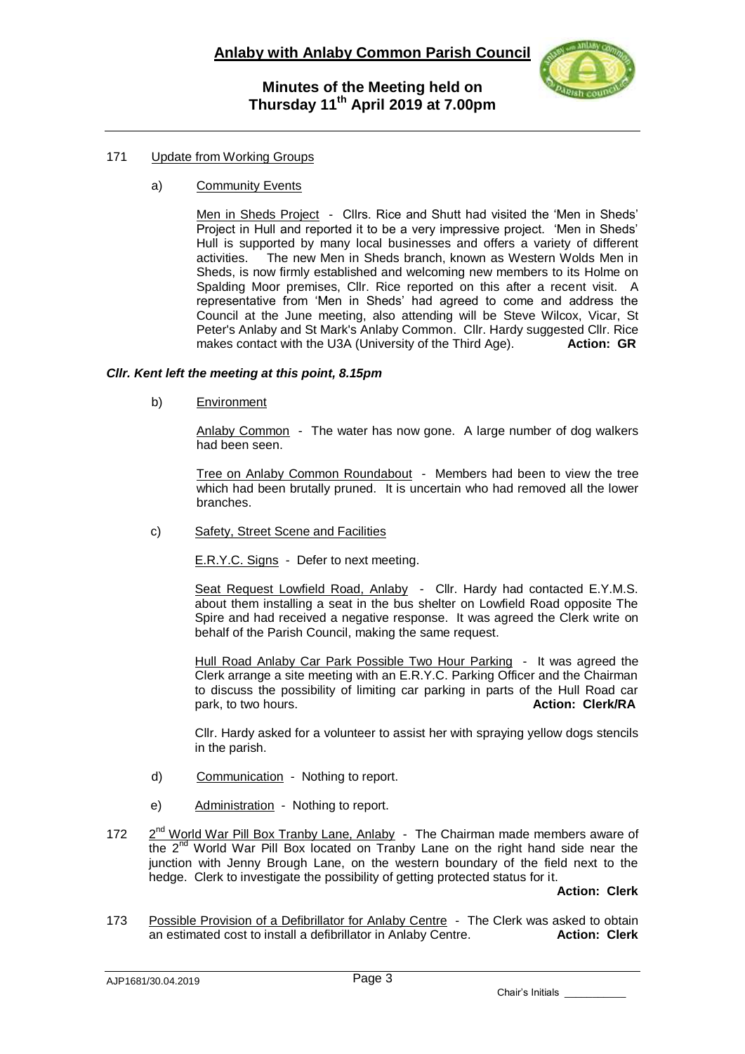171 Update from Working Groups

a) Community Events

Men in Sheds Project - Cllrs. Rice and Shutt had visited the 'Men in Sheds' Project in Hull and reported it to be a very impressive project. 'Men in Sheds' Hull is supported by many local businesses and offers a variety of different activities. The new Men in Sheds branch, known as Western Wolds Men in Sheds, is now firmly established and welcoming new members to its Holme on Spalding Moor premises, Cllr. Rice reported on this after a recent visit. A representative from 'Men in Sheds' had agreed to come and address the Council at the June meeting, also attending will be Steve Wilcox, Vicar, St Peter's Anlaby and St Mark's Anlaby Common. Cllr. Hardy suggested Cllr. Rice makes contact with the U3A (University of the Third Age). **Action: GR**

***Cllr. Kent left the meeting at this point, 8.15pm***

b) Environment

Anlaby Common - The water has now gone. A large number of dog walkers had been seen.

Tree on Anlaby Common Roundabout - Members had been to view the tree which had been brutally pruned. It is uncertain who had removed all the lower branches.

c) Safety, Street Scene and Facilities

E.R.Y.C. Signs - Defer to next meeting.

Seat Request Lowfield Road, Anlaby - Cllr. Hardy had contacted E.Y.M.S. about them installing a seat in the bus shelter on Lowfield Road opposite The Spire and had received a negative response. It was agreed the Clerk write on behalf of the Parish Council, making the same request.

Hull Road Anlaby Car Park Possible Two Hour Parking - It was agreed the Clerk arrange a site meeting with an E.R.Y.C. Parking Officer and the Chairman to discuss the possibility of limiting car parking in parts of the Hull Road car park, to two hours. **Action: Clerk/RA**

Cllr. Hardy asked for a volunteer to assist her with spraying yellow dogs stencils in the parish.

d) Communication - Nothing to report.

e) Administration - Nothing to report.

172 2nd World War Pill Box Tranby Lane, Anlaby - The Chairman made members aware of the 2nd World War Pill Box located on Tranby Lane on the right hand side near the junction with Jenny Brough Lane, on the western boundary of the field next to the hedge. Clerk to investigate the possibility of getting protected status for it.

**Action: Clerk**

173 Possible Provision of a Defibrillator for Anlaby Centre - The Clerk was asked to obtain an estimated cost to install a defibrillator in Anlaby Centre. **Action: Clerk**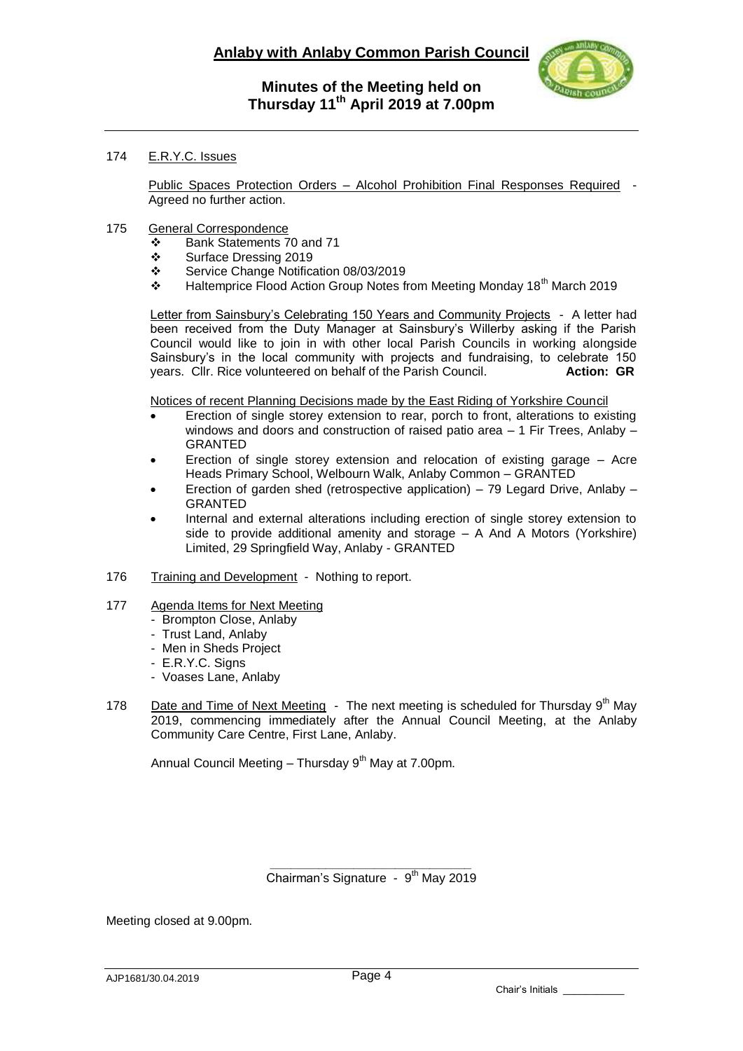174 E.R.Y.C. Issues

Public Spaces Protection Orders – Alcohol Prohibition Final Responses Required - Agreed no further action.

175 General Correspondence

- Bank Statements 70 and 71
- Surface Dressing 2019
- Service Change Notification 08/03/2019
- Haltemprice Flood Action Group Notes from Meeting Monday 18th March 2019

Letter from Sainsbury's Celebrating 150 Years and Community Projects - A letter had been received from the Duty Manager at Sainsbury's Willerby asking if the Parish Council would like to join in with other local Parish Councils in working alongside Sainsbury's in the local community with projects and fundraising, to celebrate 150 years. Cllr. Rice volunteered on behalf of the Parish Council. **Action: GR**

Notices of recent Planning Decisions made by the East Riding of Yorkshire Council

- Erection of single storey extension to rear, porch to front, alterations to existing windows and doors and construction of raised patio area – 1 Fir Trees, Anlaby – GRANTED
- Erection of single storey extension and relocation of existing garage – Acre Heads Primary School, Welbourn Walk, Anlaby Common – GRANTED
- Erection of garden shed (retrospective application) – 79 Legard Drive, Anlaby – GRANTED
- Internal and external alterations including erection of single storey extension to side to provide additional amenity and storage – A And A Motors (Yorkshire) Limited, 29 Springfield Way, Anlaby - GRANTED

176 Training and Development - Nothing to report.

177 Agenda Items for Next Meeting

- Brompton Close, Anlaby
- Trust Land, Anlaby
- Men in Sheds Project
- E.R.Y.C. Signs
- Voases Lane, Anlaby

178 Date and Time of Next Meeting - The next meeting is scheduled for Thursday 9th May 2019, commencing immediately after the Annual Council Meeting, at the Anlaby Community Care Centre, First Lane, Anlaby.

Annual Council Meeting – Thursday 9th May at 7.00pm.

\_\_\_\_\_\_\_\_\_\_\_\_\_\_\_\_\_\_\_\_\_\_\_\_\_\_\_\_\_\_\_\_

Chairman's Signature - 9th May 2019

Meeting closed at 9.00pm.